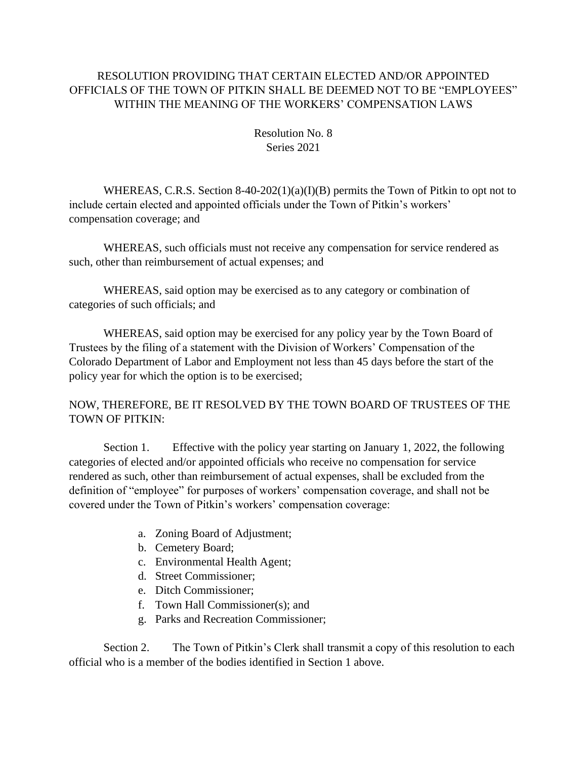# RESOLUTION PROVIDING THAT CERTAIN ELECTED AND/OR APPOINTED OFFICIALS OF THE TOWN OF PITKIN SHALL BE DEEMED NOT TO BE "EMPLOYEES" WITHIN THE MEANING OF THE WORKERS' COMPENSATION LAWS

Resolution No. 8
Series 2021

WHEREAS, C.R.S. Section 8-40-202(1)(a)(I)(B) permits the Town of Pitkin to opt not to include certain elected and appointed officials under the Town of Pitkin's workers' compensation coverage; and

WHEREAS, such officials must not receive any compensation for service rendered as such, other than reimbursement of actual expenses; and

WHEREAS, said option may be exercised as to any category or combination of categories of such officials; and

WHEREAS, said option may be exercised for any policy year by the Town Board of Trustees by the filing of a statement with the Division of Workers' Compensation of the Colorado Department of Labor and Employment not less than 45 days before the start of the policy year for which the option is to be exercised;

NOW, THEREFORE, BE IT RESOLVED BY THE TOWN BOARD OF TRUSTEES OF THE TOWN OF PITKIN:

Section 1. Effective with the policy year starting on January 1, 2022, the following categories of elected and/or appointed officials who receive no compensation for service rendered as such, other than reimbursement of actual expenses, shall be excluded from the definition of "employee" for purposes of workers' compensation coverage, and shall not be covered under the Town of Pitkin's workers' compensation coverage:

a. Zoning Board of Adjustment;
b. Cemetery Board;
c. Environmental Health Agent;
d. Street Commissioner;
e. Ditch Commissioner;
f. Town Hall Commissioner(s); and
g. Parks and Recreation Commissioner;

Section 2. The Town of Pitkin's Clerk shall transmit a copy of this resolution to each official who is a member of the bodies identified in Section 1 above.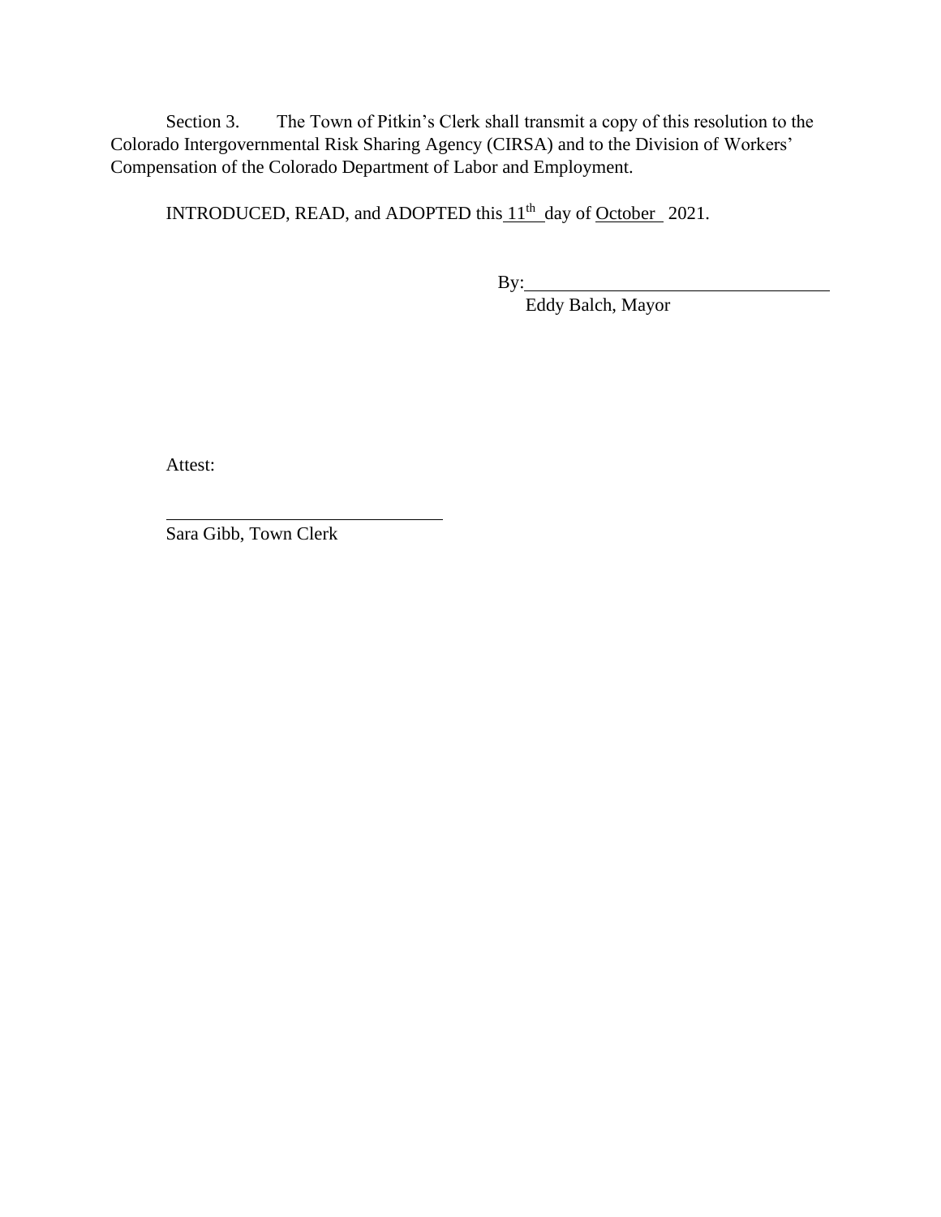Section 3. The Town of Pitkin's Clerk shall transmit a copy of this resolution to the Colorado Intergovernmental Risk Sharing Agency (CIRSA) and to the Division of Workers' Compensation of the Colorado Department of Labor and Employment.

INTRODUCED, READ, and ADOPTED this 11th day of October 2021.

By:\_\_\_\_\_\_\_\_\_\_\_\_\_\_\_\_\_\_\_\_\_\_\_\_\_\_\_\_\_\_\_\_

Eddy Balch, Mayor

Attest:

\_\_\_\_\_\_\_\_\_\_\_\_\_\_\_\_\_\_\_\_\_\_\_\_\_\_\_\_\_\_\_\_

Sara Gibb, Town Clerk